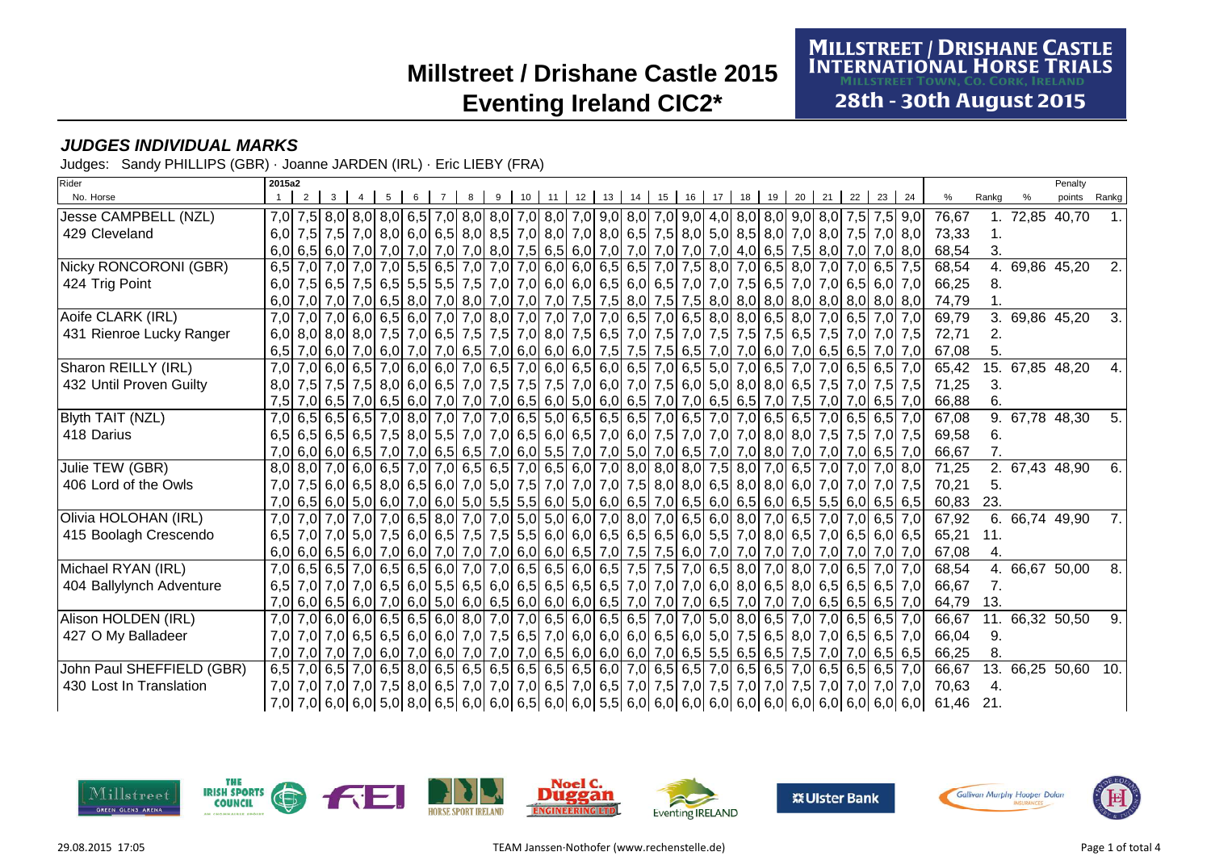# Millstreet / Drishane Castle 2015

## Eventing Ireland CIC2*

MILLSTREET / DRISHANE CASTLE INTERNATIONAL HORSE TRIALS
MILLSTREET TOWN, CO. CORK, IRELAND
28th - 30th August 2015

### *JUDGES INDIVIDUAL MARKS*

Judges: Sandy PHILLIPS (GBR) · Joanne JARDEN (IRL) · Eric LIEBY (FRA)

| Rider No. Horse | 2015a2 1 | 2 | 3 | 4 | 5 | 6 | 7 | 8 | 9 | 10 | 11 | 12 | 13 | 14 | 15 | 16 | 17 | 18 | 19 | 20 | 21 | 22 | 23 | 24 | % | Rankg | % | Penalty points | Rankg |
|---|---|---|---|---|---|---|---|---|---|---|---|---|---|---|---|---|---|---|---|---|---|---|---|---|---|---|---|---|---|
| Jesse CAMPBELL (NZL) | 7,0 | 7,5 | 8,0 | 8,0 | 8,0 | 6,5 | 7,0 | 8,0 | 8,0 | 7,0 | 8,0 | 7,0 | 9,0 | 8,0 | 7,0 | 9,0 | 4,0 | 8,0 | 8,0 | 9,0 | 8,0 | 7,5 | 7,5 | 9,0 | 76,67 | 1. | 72,85 | 40,70 | 1. |
| 429 Cleveland | 6,0 | 7,5 | 7,5 | 7,0 | 8,0 | 6,0 | 6,5 | 8,0 | 8,5 | 7,0 | 8,0 | 7,0 | 8,0 | 6,5 | 7,5 | 8,0 | 5,0 | 8,5 | 8,0 | 7,0 | 8,0 | 7,5 | 7,0 | 8,0 | 73,33 | 1. | | | |
| | 6,0 | 6,5 | 6,0 | 7,0 | 7,0 | 7,0 | 7,0 | 7,0 | 8,0 | 7,5 | 6,5 | 6,0 | 7,0 | 7,0 | 7,0 | 7,0 | 7,0 | 4,0 | 6,5 | 7,5 | 8,0 | 7,0 | 7,0 | 8,0 | 68,54 | 3. | | | |
| Nicky RONCORONI (GBR) | 6,5 | 7,0 | 7,0 | 7,0 | 7,0 | 5,5 | 6,5 | 7,0 | 7,0 | 7,0 | 6,0 | 6,0 | 6,5 | 6,5 | 7,0 | 7,5 | 8,0 | 7,0 | 6,5 | 8,0 | 7,0 | 7,0 | 6,5 | 7,5 | 68,54 | 4. | 69,86 | 45,20 | 2. |
| 424 Trig Point | 6,0 | 7,5 | 6,5 | 7,5 | 6,5 | 5,5 | 5,5 | 7,5 | 7,0 | 7,0 | 6,0 | 6,0 | 6,5 | 6,0 | 6,5 | 7,0 | 7,0 | 7,5 | 6,5 | 7,0 | 7,0 | 6,5 | 6,0 | 7,0 | 66,25 | 8. | | | |
| | 6,0 | 7,0 | 7,0 | 7,0 | 6,5 | 8,0 | 7,0 | 8,0 | 7,0 | 7,0 | 7,0 | 7,5 | 7,5 | 8,0 | 7,5 | 7,5 | 8,0 | 8,0 | 8,0 | 8,0 | 8,0 | 8,0 | 8,0 | 8,0 | 74,79 | 1. | | | |
| Aoife CLARK (IRL) | 7,0 | 7,0 | 7,0 | 6,0 | 6,5 | 6,0 | 7,0 | 7,0 | 8,0 | 7,0 | 7,0 | 7,0 | 7,0 | 6,5 | 7,0 | 6,5 | 8,0 | 8,0 | 6,5 | 8,0 | 7,0 | 6,5 | 7,0 | 7,0 | 69,79 | 3. | 69,86 | 45,20 | 3. |
| 431 Rienroe Lucky Ranger | 6,0 | 8,0 | 8,0 | 8,0 | 7,5 | 7,0 | 6,5 | 7,5 | 7,5 | 7,0 | 8,0 | 7,5 | 6,5 | 7,0 | 7,5 | 7,0 | 7,5 | 7,5 | 7,5 | 6,5 | 7,5 | 7,0 | 7,0 | 7,5 | 72,71 | 2. | | | |
| | 6,5 | 7,0 | 6,0 | 7,0 | 6,0 | 7,0 | 7,0 | 6,5 | 7,0 | 6,0 | 6,0 | 6,0 | 7,5 | 7,5 | 7,5 | 6,5 | 7,0 | 7,0 | 6,0 | 7,0 | 6,5 | 6,5 | 7,0 | 7,0 | 67,08 | 5. | | | |
| Sharon REILLY (IRL) | 7,0 | 7,0 | 6,0 | 6,5 | 7,0 | 6,0 | 6,0 | 7,0 | 6,5 | 7,0 | 6,0 | 6,5 | 6,0 | 6,5 | 7,0 | 6,5 | 5,0 | 7,0 | 6,5 | 7,0 | 7,0 | 6,5 | 6,5 | 7,0 | 65,42 | 15. | 67,85 | 48,20 | 4. |
| 432 Until Proven Guilty | 8,0 | 7,5 | 7,5 | 7,5 | 8,0 | 6,0 | 6,5 | 7,0 | 7,5 | 7,5 | 7,5 | 7,0 | 6,0 | 7,0 | 7,5 | 6,0 | 5,0 | 8,0 | 8,0 | 6,5 | 7,5 | 7,0 | 7,5 | 7,5 | 71,25 | 3. | | | |
| | 7,5 | 7,0 | 6,5 | 7,0 | 6,5 | 6,0 | 7,0 | 7,0 | 7,0 | 6,5 | 6,0 | 5,0 | 6,0 | 6,5 | 7,0 | 7,0 | 6,5 | 6,5 | 7,0 | 7,5 | 7,0 | 7,0 | 6,5 | 7,0 | 66,88 | 6. | | | |
| Blyth TAIT (NZL) | 7,0 | 6,5 | 6,5 | 6,5 | 7,0 | 8,0 | 7,0 | 7,0 | 7,0 | 6,5 | 5,0 | 6,5 | 6,5 | 6,5 | 7,0 | 6,5 | 7,0 | 7,0 | 6,5 | 6,5 | 7,0 | 6,5 | 6,5 | 7,0 | 67,08 | 9. | 67,78 | 48,30 | 5. |
| 418 Darius | 6,5 | 6,5 | 6,5 | 6,5 | 7,5 | 8,0 | 5,5 | 7,0 | 7,0 | 6,5 | 6,0 | 6,5 | 7,0 | 6,0 | 7,5 | 7,0 | 7,0 | 7,0 | 8,0 | 8,0 | 7,5 | 7,5 | 7,0 | 7,5 | 69,58 | 6. | | | |
| | 7,0 | 6,0 | 6,0 | 6,5 | 7,0 | 7,0 | 6,5 | 6,5 | 7,0 | 6,0 | 5,5 | 7,0 | 7,0 | 5,0 | 7,0 | 6,5 | 7,0 | 7,0 | 8,0 | 7,0 | 7,0 | 7,0 | 6,5 | 7,0 | 66,67 | 7. | | | |
| Julie TEW (GBR) | 8,0 | 8,0 | 7,0 | 6,0 | 6,5 | 7,0 | 7,0 | 6,5 | 6,5 | 7,0 | 6,5 | 6,0 | 7,0 | 8,0 | 8,0 | 8,0 | 7,5 | 8,0 | 7,0 | 6,5 | 7,0 | 7,0 | 7,0 | 8,0 | 71,25 | 2. | 67,43 | 48,90 | 6. |
| 406 Lord of the Owls | 7,0 | 7,5 | 6,0 | 6,5 | 8,0 | 6,5 | 6,0 | 7,0 | 5,0 | 7,5 | 7,0 | 7,0 | 7,0 | 7,5 | 8,0 | 8,0 | 6,5 | 8,0 | 8,0 | 6,0 | 7,0 | 7,0 | 7,0 | 7,5 | 70,21 | 5. | | | |
| | 7,0 | 6,5 | 6,0 | 5,0 | 6,0 | 7,0 | 6,0 | 5,0 | 5,5 | 5,5 | 6,0 | 5,0 | 6,0 | 6,5 | 7,0 | 6,5 | 6,0 | 6,5 | 6,0 | 6,5 | 5,5 | 6,0 | 6,5 | 6,5 | 60,83 | 23. | | | |
| Olivia HOLOHAN (IRL) | 7,0 | 7,0 | 7,0 | 7,0 | 7,0 | 6,5 | 8,0 | 7,0 | 7,0 | 5,0 | 5,0 | 6,0 | 7,0 | 8,0 | 7,0 | 6,5 | 6,0 | 8,0 | 7,0 | 6,5 | 7,0 | 7,0 | 6,5 | 7,0 | 67,92 | 6. | 66,74 | 49,90 | 7. |
| 415 Boolagh Crescendo | 6,5 | 7,0 | 7,0 | 5,0 | 7,5 | 6,0 | 6,5 | 7,5 | 7,5 | 5,5 | 6,0 | 6,0 | 6,5 | 6,5 | 6,5 | 6,0 | 5,5 | 7,0 | 8,0 | 6,5 | 7,0 | 6,5 | 6,0 | 6,5 | 65,21 | 11. | | | |
| | 6,0 | 6,0 | 6,5 | 6,0 | 7,0 | 6,0 | 7,0 | 7,0 | 7,0 | 6,0 | 6,0 | 6,5 | 7,0 | 7,5 | 7,5 | 6,0 | 7,0 | 7,0 | 7,0 | 7,0 | 7,0 | 7,0 | 7,0 | 7,0 | 67,08 | 4. | | | |
| Michael RYAN (IRL) | 7,0 | 6,5 | 6,5 | 7,0 | 6,5 | 6,5 | 6,0 | 7,0 | 7,0 | 6,5 | 6,5 | 6,0 | 6,5 | 7,5 | 7,5 | 7,0 | 6,5 | 8,0 | 7,0 | 8,0 | 7,0 | 6,5 | 7,0 | 7,0 | 68,54 | 4. | 66,67 | 50,00 | 8. |
| 404 Ballylynch Adventure | 6,5 | 7,0 | 7,0 | 7,0 | 6,5 | 6,0 | 5,5 | 6,5 | 6,0 | 6,5 | 6,5 | 6,5 | 6,5 | 7,0 | 7,0 | 7,0 | 6,0 | 8,0 | 6,5 | 8,0 | 6,5 | 6,5 | 6,5 | 7,0 | 66,67 | 7. | | | |
| | 7,0 | 6,0 | 6,5 | 6,0 | 7,0 | 6,0 | 5,0 | 6,0 | 6,5 | 6,0 | 6,0 | 6,0 | 6,5 | 7,0 | 7,0 | 7,0 | 6,5 | 7,0 | 7,0 | 7,0 | 6,5 | 6,5 | 6,5 | 7,0 | 64,79 | 13. | | | |
| Alison HOLDEN (IRL) | 7,0 | 7,0 | 6,0 | 6,0 | 6,5 | 6,5 | 6,0 | 8,0 | 7,0 | 7,0 | 6,5 | 6,0 | 6,5 | 6,5 | 7,0 | 7,0 | 5,0 | 8,0 | 6,5 | 7,0 | 7,0 | 6,5 | 6,5 | 7,0 | 66,67 | 11. | 66,32 | 50,50 | 9. |
| 427 O My Balladeer | 7,0 | 7,0 | 7,0 | 6,5 | 6,5 | 6,0 | 6,0 | 7,0 | 7,5 | 6,5 | 7,0 | 6,0 | 6,0 | 6,0 | 6,5 | 6,0 | 5,0 | 7,5 | 6,5 | 8,0 | 7,0 | 6,5 | 6,5 | 7,0 | 66,04 | 9. | | | |
| | 7,0 | 7,0 | 7,0 | 7,0 | 6,0 | 7,0 | 6,0 | 7,0 | 7,0 | 7,0 | 6,5 | 6,0 | 6,0 | 6,0 | 7,0 | 6,5 | 5,5 | 6,5 | 6,5 | 7,5 | 7,0 | 7,0 | 6,5 | 6,5 | 66,25 | 8. | | | |
| John Paul SHEFFIELD (GBR) | 6,5 | 7,0 | 6,5 | 7,0 | 6,5 | 8,0 | 6,5 | 6,5 | 6,5 | 6,5 | 6,5 | 6,5 | 6,0 | 7,0 | 6,5 | 6,5 | 7,0 | 6,5 | 6,5 | 7,0 | 6,5 | 6,5 | 6,5 | 7,0 | 66,67 | 13. | 66,25 | 50,60 | 10. |
| 430 Lost In Translation | 7,0 | 7,0 | 7,0 | 7,0 | 7,5 | 8,0 | 6,5 | 7,0 | 7,0 | 7,0 | 6,5 | 7,0 | 6,5 | 7,0 | 7,5 | 7,0 | 7,5 | 7,0 | 7,0 | 7,5 | 7,0 | 7,0 | 7,0 | 7,0 | 70,63 | 4. | | | |
| | 7,0 | 7,0 | 6,0 | 6,0 | 5,0 | 8,0 | 6,5 | 6,0 | 6,0 | 6,5 | 6,0 | 6,0 | 5,5 | 6,0 | 6,0 | 6,0 | 6,0 | 6,0 | 6,0 | 6,0 | 6,0 | 6,0 | 6,0 | 6,0 | 61,46 | 21. | | | |

29.08.2015 17:05 TEAM Janssen·Nothofer (www.rechenstelle.de)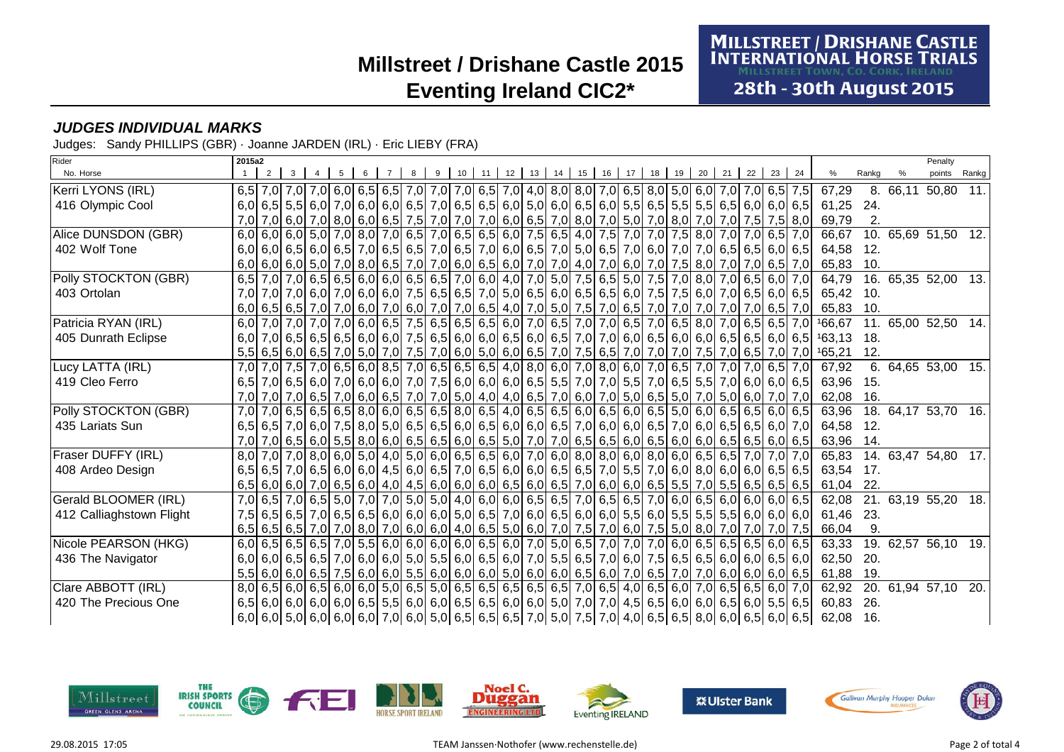# Millstreet / Drishane Castle 2015

## Eventing Ireland CIC2*

MILLSTREET / DRISHANE CASTLE INTERNATIONAL HORSE TRIALS
Millstreet Town, Co. Cork, Ireland
28th - 30th August 2015

### *JUDGES INDIVIDUAL MARKS*

Judges: Sandy PHILLIPS (GBR) · Joanne JARDEN (IRL) · Eric LIEBY (FRA)

| Rider / No. Horse | 1 | 2 | 3 | 4 | 5 | 6 | 7 | 8 | 9 | 10 | 11 | 12 | 13 | 14 | 15 | 16 | 17 | 18 | 19 | 20 | 21 | 22 | 23 | 24 | % | Rankg | % | Penalty points | Rankg |
|---|---|---|---|---|---|---|---|---|---|---|---|---|---|---|---|---|---|---|---|---|---|---|---|---|---|---|---|---|---|
| Kerri LYONS (IRL) | 6,5 | 7,0 | 7,0 | 7,0 | 6,0 | 6,5 | 6,5 | 7,0 | 7,0 | 7,0 | 6,5 | 7,0 | 4,0 | 8,0 | 8,0 | 7,0 | 6,5 | 8,0 | 5,0 | 6,0 | 7,0 | 7,0 | 6,5 | 7,5 | 67,29 | 8. | 66,11 | 50,80 | 11. |
| 416 Olympic Cool | 6,0 | 6,5 | 5,5 | 6,0 | 7,0 | 6,0 | 6,0 | 6,5 | 7,0 | 6,5 | 6,5 | 6,0 | 5,0 | 6,0 | 6,5 | 6,0 | 5,5 | 6,5 | 5,5 | 5,5 | 6,5 | 6,0 | 6,0 | 6,5 | 61,25 | 24. | | | |
| | 7,0 | 7,0 | 6,0 | 7,0 | 8,0 | 6,0 | 6,5 | 7,5 | 7,0 | 7,0 | 7,0 | 6,0 | 6,5 | 7,0 | 8,0 | 7,0 | 5,0 | 7,0 | 8,0 | 7,0 | 7,0 | 7,5 | 7,5 | 8,0 | 69,79 | 2. | | | |
| Alice DUNSDON (GBR) | 6,0 | 6,0 | 6,0 | 5,0 | 7,0 | 8,0 | 7,0 | 6,5 | 7,0 | 6,5 | 6,5 | 6,0 | 7,5 | 6,5 | 4,0 | 7,5 | 7,0 | 7,0 | 7,5 | 8,0 | 7,0 | 7,0 | 6,5 | 7,0 | 66,67 | 10. | 65,69 | 51,50 | 12. |
| 402 Wolf Tone | 6,0 | 6,0 | 6,5 | 6,0 | 6,5 | 7,0 | 6,5 | 6,5 | 7,0 | 6,5 | 7,0 | 6,0 | 6,5 | 7,0 | 5,0 | 6,5 | 7,0 | 6,0 | 7,0 | 7,0 | 6,5 | 6,5 | 6,0 | 6,5 | 64,58 | 12. | | | |
| | 6,0 | 6,0 | 6,0 | 5,0 | 7,0 | 8,0 | 6,5 | 7,0 | 7,0 | 6,0 | 6,5 | 6,0 | 7,0 | 7,0 | 4,0 | 7,0 | 6,0 | 7,0 | 7,5 | 8,0 | 7,0 | 7,0 | 6,5 | 7,0 | 65,83 | 10. | | | |
| Polly STOCKTON (GBR) | 6,5 | 7,0 | 7,0 | 6,5 | 6,5 | 6,0 | 6,0 | 6,5 | 6,5 | 7,0 | 6,0 | 4,0 | 7,0 | 5,0 | 7,5 | 6,5 | 5,0 | 7,5 | 7,0 | 8,0 | 7,0 | 6,5 | 6,0 | 7,0 | 64,79 | 16. | 65,35 | 52,00 | 13. |
| 403 Ortolan | 7,0 | 7,0 | 7,0 | 6,0 | 7,0 | 6,0 | 6,0 | 7,5 | 6,5 | 6,5 | 7,0 | 5,0 | 6,5 | 6,0 | 6,5 | 6,5 | 6,0 | 7,5 | 7,5 | 6,0 | 7,0 | 6,5 | 6,0 | 6,5 | 65,42 | 10. | | | |
| | 6,0 | 6,5 | 6,5 | 7,0 | 7,0 | 6,0 | 7,0 | 6,0 | 7,0 | 7,0 | 6,5 | 4,0 | 7,0 | 5,0 | 7,5 | 7,0 | 6,5 | 7,0 | 7,0 | 7,0 | 7,0 | 7,0 | 6,5 | 7,0 | 65,83 | 10. | | | |
| Patricia RYAN (IRL) | 6,0 | 7,0 | 7,0 | 7,0 | 7,0 | 6,0 | 6,5 | 7,5 | 6,5 | 6,5 | 6,5 | 6,0 | 7,0 | 6,5 | 7,0 | 7,0 | 6,5 | 7,0 | 6,5 | 8,0 | 7,0 | 6,5 | 6,5 | 7,0 | [1]66,67 | 11. | 65,00 | 52,50 | 14. |
| 405 Dunrath Eclipse | 6,0 | 7,0 | 6,5 | 6,5 | 6,5 | 6,0 | 6,0 | 7,5 | 6,5 | 6,0 | 6,0 | 6,5 | 6,0 | 6,5 | 7,0 | 7,0 | 6,0 | 6,5 | 6,0 | 6,0 | 6,5 | 6,5 | 6,0 | 6,5 | [1]63,13 | 18. | | | |
| | 5,5 | 6,5 | 6,0 | 6,5 | 7,0 | 5,0 | 7,0 | 7,5 | 7,0 | 6,0 | 5,0 | 6,0 | 6,5 | 7,0 | 7,5 | 6,5 | 7,0 | 7,0 | 7,0 | 7,5 | 7,0 | 6,5 | 7,0 | 7,0 | [1]65,21 | 12. | | | |
| Lucy LATTA (IRL) | 7,0 | 7,0 | 7,5 | 7,0 | 6,5 | 6,0 | 8,5 | 7,0 | 6,5 | 6,5 | 6,5 | 4,0 | 8,0 | 6,0 | 7,0 | 8,0 | 6,0 | 7,0 | 6,5 | 7,0 | 7,0 | 7,0 | 6,5 | 7,0 | 67,92 | 6. | 64,65 | 53,00 | 15. |
| 419 Cleo Ferro | 6,5 | 7,0 | 6,5 | 6,0 | 7,0 | 6,0 | 6,0 | 7,0 | 7,5 | 6,0 | 6,0 | 6,0 | 6,5 | 5,5 | 7,0 | 7,0 | 5,5 | 7,0 | 6,5 | 5,5 | 7,0 | 6,0 | 6,0 | 6,5 | 63,96 | 15. | | | |
| | 7,0 | 7,0 | 7,0 | 6,5 | 7,0 | 6,0 | 6,5 | 7,0 | 7,0 | 5,0 | 4,0 | 4,0 | 6,5 | 7,0 | 6,0 | 7,0 | 5,0 | 6,5 | 5,0 | 7,0 | 5,0 | 6,0 | 7,0 | 7,0 | 62,08 | 16. | | | |
| Polly STOCKTON (GBR) | 7,0 | 7,0 | 6,5 | 6,5 | 6,5 | 8,0 | 6,0 | 6,5 | 6,5 | 8,0 | 6,5 | 4,0 | 6,5 | 6,5 | 6,0 | 6,5 | 6,0 | 6,5 | 5,0 | 6,0 | 6,5 | 6,5 | 6,0 | 6,5 | 63,96 | 18. | 64,17 | 53,70 | 16. |
| 435 Lariats Sun | 6,5 | 6,5 | 7,0 | 6,0 | 7,5 | 8,0 | 5,0 | 6,5 | 6,5 | 6,0 | 6,5 | 6,0 | 6,0 | 6,5 | 7,0 | 6,0 | 6,0 | 6,5 | 7,0 | 6,0 | 6,5 | 6,5 | 6,0 | 7,0 | 64,58 | 12. | | | |
| | 7,0 | 7,0 | 6,5 | 6,0 | 5,5 | 8,0 | 6,0 | 6,5 | 6,5 | 6,5 | 6,0 | 5,0 | 7,0 | 7,0 | 6,5 | 6,5 | 6,0 | 6,5 | 6,0 | 6,0 | 6,5 | 6,5 | 6,0 | 6,5 | 63,96 | 14. | | | |
| Fraser DUFFY (IRL) | 8,0 | 7,0 | 7,0 | 8,0 | 6,0 | 5,0 | 4,0 | 5,0 | 6,0 | 6,5 | 6,5 | 6,0 | 7,0 | 6,0 | 8,0 | 8,0 | 6,0 | 8,0 | 6,0 | 6,5 | 6,5 | 7,0 | 7,0 | 7,0 | 65,83 | 14. | 63,47 | 54,80 | 17. |
| 408 Ardeo Design | 6,5 | 6,5 | 7,0 | 6,5 | 6,0 | 6,0 | 4,5 | 6,0 | 6,5 | 7,0 | 6,5 | 6,0 | 6,0 | 6,5 | 6,5 | 7,0 | 5,5 | 7,0 | 6,0 | 8,0 | 6,0 | 6,0 | 6,5 | 6,5 | 63,54 | 17. | | | |
| | 6,5 | 6,0 | 6,0 | 7,0 | 6,5 | 6,0 | 4,0 | 4,5 | 6,0 | 6,0 | 6,0 | 6,5 | 6,0 | 6,5 | 7,0 | 6,0 | 6,0 | 6,5 | 5,5 | 7,0 | 5,5 | 6,5 | 6,5 | 6,5 | 61,04 | 22. | | | |
| Gerald BLOOMER (IRL) | 7,0 | 6,5 | 7,0 | 6,5 | 5,0 | 7,0 | 7,0 | 5,0 | 5,0 | 4,0 | 6,0 | 6,0 | 6,5 | 6,5 | 7,0 | 6,5 | 6,5 | 7,0 | 6,0 | 6,5 | 6,0 | 6,0 | 6,0 | 6,5 | 62,08 | 21. | 63,19 | 55,20 | 18. |
| 412 Calliaghstown Flight | 7,5 | 6,5 | 6,5 | 7,0 | 6,5 | 6,5 | 6,0 | 6,0 | 6,0 | 5,0 | 6,5 | 7,0 | 6,0 | 6,5 | 6,0 | 6,0 | 5,5 | 6,0 | 5,5 | 5,5 | 5,5 | 6,0 | 6,0 | 6,0 | 61,46 | 23. | | | |
| | 6,5 | 6,5 | 6,5 | 7,0 | 7,0 | 8,0 | 7,0 | 6,0 | 6,0 | 4,0 | 6,5 | 5,0 | 6,0 | 7,0 | 7,5 | 7,0 | 6,0 | 7,5 | 5,0 | 8,0 | 7,0 | 7,0 | 7,0 | 7,5 | 66,04 | 9. | | | |
| Nicole PEARSON (HKG) | 6,0 | 6,5 | 6,5 | 6,5 | 7,0 | 5,5 | 6,0 | 6,0 | 6,0 | 6,0 | 6,5 | 6,0 | 7,0 | 5,0 | 6,5 | 7,0 | 7,0 | 7,0 | 6,0 | 6,5 | 6,5 | 6,5 | 6,0 | 6,5 | 63,33 | 19. | 62,57 | 56,10 | 19. |
| 436 The Navigator | 6,0 | 6,0 | 6,5 | 6,5 | 7,0 | 6,0 | 6,0 | 5,0 | 5,5 | 6,0 | 6,5 | 6,0 | 7,0 | 5,5 | 6,5 | 7,0 | 6,0 | 7,5 | 6,5 | 6,5 | 6,0 | 6,0 | 6,5 | 6,0 | 62,50 | 20. | | | |
| | 5,5 | 6,0 | 6,0 | 6,5 | 7,5 | 6,0 | 6,0 | 5,5 | 6,0 | 6,0 | 6,0 | 5,0 | 6,0 | 6,0 | 6,5 | 6,0 | 7,0 | 6,5 | 7,0 | 7,0 | 6,0 | 6,0 | 6,0 | 6,5 | 61,88 | 19. | | | |
| Clare ABBOTT (IRL) | 8,0 | 6,5 | 6,0 | 6,5 | 6,0 | 6,0 | 5,0 | 6,5 | 5,0 | 6,5 | 6,5 | 6,5 | 6,5 | 6,5 | 7,0 | 6,5 | 4,0 | 6,5 | 6,0 | 7,0 | 6,5 | 6,5 | 6,0 | 7,0 | 62,92 | 20. | 61,94 | 57,10 | 20. |
| 420 The Precious One | 6,5 | 6,0 | 6,0 | 6,0 | 6,0 | 6,5 | 5,5 | 6,0 | 6,0 | 6,5 | 6,5 | 6,0 | 6,0 | 5,0 | 7,0 | 7,0 | 4,5 | 6,5 | 6,0 | 6,0 | 6,5 | 6,0 | 5,5 | 6,5 | 60,83 | 26. | | | |
| | 6,0 | 6,0 | 5,0 | 6,0 | 6,0 | 6,0 | 7,0 | 6,0 | 5,0 | 6,5 | 6,5 | 6,5 | 7,0 | 5,0 | 7,5 | 7,0 | 4,0 | 6,5 | 6,5 | 8,0 | 6,0 | 6,5 | 6,0 | 6,5 | 62,08 | 16. | | | |

29.08.2015 17:05 — TEAM Janssen·Nothofer (www.rechenstelle.de)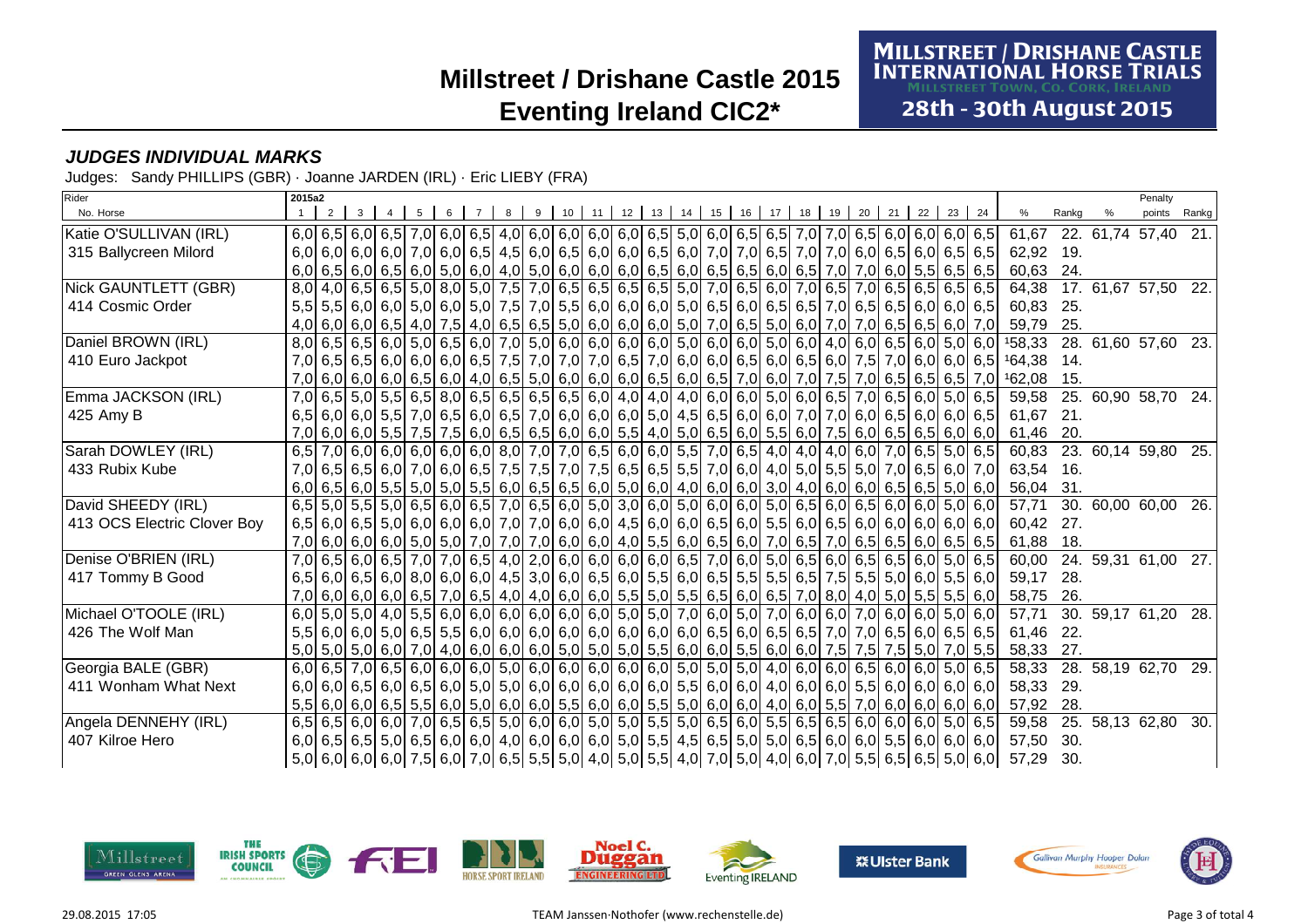# Millstreet / Drishane Castle 2015

# Eventing Ireland CIC2*

MILLSTREET / DRISHANE CASTLE INTERNATIONAL HORSE TRIALS
MILLSTREET TOWN, CO. CORK, IRELAND
28th - 30th August 2015

### *JUDGES INDIVIDUAL MARKS*

Judges: Sandy PHILLIPS (GBR) · Joanne JARDEN (IRL) · Eric LIEBY (FRA)

| Rider / No. Horse | 1 | 2 | 3 | 4 | 5 | 6 | 7 | 8 | 9 | 10 | 11 | 12 | 13 | 14 | 15 | 16 | 17 | 18 | 19 | 20 | 21 | 22 | 23 | 24 | % | Rankg | % | Penalty points | Rankg |
|---|---|---|---|---|---|---|---|---|---|---|---|---|---|---|---|---|---|---|---|---|---|---|---|---|---|---|---|---|---|
| 2015a2 | | | | | | | | | | | | | | | | | | | | | | | | | | | | | |
| Katie O'SULLIVAN (IRL) | 6,0 | 6,5 | 6,0 | 6,5 | 7,0 | 6,0 | 6,5 | 4,0 | 6,0 | 6,0 | 6,0 | 6,0 | 6,5 | 5,0 | 6,0 | 6,5 | 6,5 | 7,0 | 7,0 | 6,5 | 6,0 | 6,0 | 6,0 | 6,5 | 61,67 | 22. | 61,74 | 57,40 | 21. |
| 315 Ballycreen Milord | 6,0 | 6,0 | 6,0 | 6,0 | 7,0 | 6,0 | 6,5 | 4,5 | 6,0 | 6,5 | 6,0 | 6,0 | 6,5 | 6,0 | 7,0 | 7,0 | 6,5 | 7,0 | 7,0 | 6,0 | 6,5 | 6,0 | 6,5 | 6,5 | 62,92 | 19. | | | |
| | 6,0 | 6,5 | 6,0 | 6,5 | 6,0 | 5,0 | 6,0 | 4,0 | 5,0 | 6,0 | 6,0 | 6,0 | 6,5 | 6,0 | 6,5 | 6,5 | 6,0 | 6,5 | 7,0 | 7,0 | 6,0 | 5,5 | 6,5 | 6,5 | 60,63 | 24. | | | |
| Nick GAUNTLETT (GBR) | 8,0 | 4,0 | 6,5 | 6,5 | 5,0 | 8,0 | 5,0 | 7,5 | 7,0 | 6,5 | 6,5 | 6,5 | 6,5 | 5,0 | 7,0 | 6,5 | 6,0 | 7,0 | 6,5 | 7,0 | 6,5 | 6,5 | 6,5 | 6,5 | 64,38 | 17. | 61,67 | 57,50 | 22. |
| 414 Cosmic Order | 5,5 | 5,5 | 6,0 | 6,0 | 5,0 | 6,0 | 5,0 | 7,5 | 7,0 | 5,5 | 6,0 | 6,0 | 6,0 | 5,0 | 6,5 | 6,0 | 6,5 | 6,5 | 7,0 | 6,5 | 6,5 | 6,0 | 6,0 | 6,5 | 60,83 | 25. | | | |
| | 4,0 | 6,0 | 6,0 | 6,5 | 4,0 | 7,5 | 4,0 | 6,5 | 6,5 | 5,0 | 6,0 | 6,0 | 6,0 | 5,0 | 7,0 | 6,5 | 5,0 | 6,0 | 7,0 | 7,0 | 6,5 | 6,5 | 6,0 | 7,0 | 59,79 | 25. | | | |
| Daniel BROWN (IRL) | 8,0 | 6,5 | 6,5 | 6,0 | 5,0 | 6,5 | 6,0 | 7,0 | 5,0 | 6,0 | 6,0 | 6,0 | 6,0 | 5,0 | 6,0 | 6,0 | 5,0 | 6,0 | 4,0 | 6,0 | 6,5 | 6,0 | 5,0 | 6,0 | [1]58,33 | 28. | 61,60 | 57,60 | 23. |
| 410 Euro Jackpot | 7,0 | 6,5 | 6,5 | 6,0 | 6,0 | 6,0 | 6,5 | 7,5 | 7,0 | 7,0 | 7,0 | 6,5 | 7,0 | 6,0 | 6,0 | 6,5 | 6,0 | 6,5 | 6,0 | 7,5 | 7,0 | 6,0 | 6,0 | 6,5 | [1]64,38 | 14. | | | |
| | 7,0 | 6,0 | 6,0 | 6,0 | 6,5 | 6,0 | 4,0 | 6,5 | 5,0 | 6,0 | 6,0 | 6,0 | 6,5 | 6,0 | 6,5 | 7,0 | 6,0 | 7,0 | 7,5 | 7,0 | 6,5 | 6,5 | 6,5 | 7,0 | [1]62,08 | 15. | | | |
| Emma JACKSON (IRL) | 7,0 | 6,5 | 5,0 | 5,5 | 6,5 | 8,0 | 6,5 | 6,5 | 6,5 | 6,5 | 6,0 | 4,0 | 4,0 | 4,0 | 6,0 | 6,0 | 5,0 | 6,0 | 6,5 | 7,0 | 6,5 | 6,0 | 5,0 | 6,5 | 59,58 | 25. | 60,90 | 58,70 | 24. |
| 425 Amy B | 6,5 | 6,0 | 6,0 | 5,5 | 7,0 | 6,5 | 6,0 | 6,5 | 7,0 | 6,0 | 6,0 | 6,0 | 5,0 | 4,5 | 6,5 | 6,0 | 6,0 | 7,0 | 7,0 | 6,0 | 6,5 | 6,0 | 6,0 | 6,5 | 61,67 | 21. | | | |
| | 7,0 | 6,0 | 6,0 | 5,5 | 7,5 | 7,5 | 6,0 | 6,5 | 6,5 | 6,0 | 6,0 | 5,5 | 4,0 | 5,0 | 6,5 | 6,0 | 5,5 | 6,0 | 7,5 | 6,0 | 6,5 | 6,5 | 6,0 | 6,0 | 61,46 | 20. | | | |
| Sarah DOWLEY (IRL) | 6,5 | 7,0 | 6,0 | 6,0 | 6,0 | 6,0 | 6,0 | 8,0 | 7,0 | 7,0 | 6,5 | 6,0 | 6,0 | 5,5 | 7,0 | 6,5 | 4,0 | 4,0 | 4,0 | 6,0 | 7,0 | 6,5 | 5,0 | 6,5 | 60,83 | 23. | 60,14 | 59,80 | 25. |
| 433 Rubix Kube | 7,0 | 6,5 | 6,5 | 6,0 | 7,0 | 6,0 | 6,5 | 7,5 | 7,5 | 7,0 | 7,5 | 6,5 | 6,5 | 5,5 | 7,0 | 6,0 | 4,0 | 5,0 | 5,5 | 5,0 | 7,0 | 6,5 | 6,0 | 7,0 | 63,54 | 16. | | | |
| | 6,0 | 6,5 | 6,0 | 5,5 | 5,0 | 5,0 | 5,5 | 6,0 | 6,5 | 6,5 | 6,0 | 5,0 | 6,0 | 4,0 | 6,0 | 6,0 | 3,0 | 4,0 | 6,0 | 6,0 | 6,5 | 6,5 | 5,0 | 6,0 | 56,04 | 31. | | | |
| David SHEEDY (IRL) | 6,5 | 5,0 | 5,5 | 5,0 | 6,5 | 6,0 | 6,5 | 7,0 | 6,5 | 6,0 | 5,0 | 3,0 | 6,0 | 5,0 | 6,0 | 6,0 | 5,0 | 6,5 | 6,0 | 6,5 | 6,0 | 6,0 | 5,0 | 6,0 | 57,71 | 30. | 60,00 | 60,00 | 26. |
| 413 OCS Electric Clover Boy | 6,5 | 6,0 | 6,5 | 5,0 | 6,0 | 6,0 | 6,0 | 7,0 | 7,0 | 6,0 | 6,0 | 4,5 | 6,0 | 6,0 | 6,5 | 6,0 | 5,5 | 6,0 | 6,5 | 6,0 | 6,0 | 6,0 | 6,0 | 6,0 | 60,42 | 27. | | | |
| | 7,0 | 6,0 | 6,0 | 6,0 | 5,0 | 5,0 | 7,0 | 7,0 | 7,0 | 6,0 | 6,0 | 4,0 | 5,5 | 6,0 | 6,5 | 6,0 | 7,0 | 6,5 | 7,0 | 6,5 | 6,5 | 6,0 | 6,5 | 6,5 | 61,88 | 18. | | | |
| Denise O'BRIEN (IRL) | 7,0 | 6,5 | 6,0 | 6,5 | 7,0 | 7,0 | 6,5 | 4,0 | 2,0 | 6,0 | 6,0 | 6,0 | 6,0 | 6,5 | 7,0 | 6,0 | 5,0 | 6,5 | 6,0 | 6,5 | 6,5 | 6,0 | 5,0 | 6,5 | 60,00 | 24. | 59,31 | 61,00 | 27. |
| 417 Tommy B Good | 6,5 | 6,0 | 6,5 | 6,0 | 8,0 | 6,0 | 6,0 | 4,5 | 3,0 | 6,0 | 6,5 | 6,0 | 5,5 | 6,0 | 6,5 | 5,5 | 5,5 | 6,5 | 7,5 | 5,5 | 5,0 | 6,0 | 5,5 | 6,0 | 59,17 | 28. | | | |
| | 7,0 | 6,0 | 6,0 | 6,0 | 6,5 | 7,0 | 6,5 | 4,0 | 4,0 | 6,0 | 6,0 | 5,5 | 5,0 | 5,5 | 6,5 | 6,0 | 6,5 | 7,0 | 8,0 | 4,0 | 5,0 | 5,5 | 5,5 | 6,0 | 58,75 | 26. | | | |
| Michael O'TOOLE (IRL) | 6,0 | 5,0 | 5,0 | 4,0 | 5,5 | 6,0 | 6,0 | 6,0 | 6,0 | 6,0 | 6,0 | 5,0 | 5,0 | 7,0 | 6,0 | 5,0 | 7,0 | 6,0 | 6,0 | 7,0 | 6,0 | 6,0 | 5,0 | 6,0 | 57,71 | 30. | 59,17 | 61,20 | 28. |
| 426 The Wolf Man | 5,5 | 6,0 | 6,0 | 5,0 | 6,5 | 5,5 | 6,0 | 6,0 | 6,0 | 6,0 | 6,0 | 6,0 | 6,0 | 6,0 | 6,5 | 6,0 | 6,5 | 6,5 | 7,0 | 7,0 | 6,5 | 6,0 | 6,5 | 6,5 | 61,46 | 22. | | | |
| | 5,0 | 5,0 | 5,0 | 6,0 | 7,0 | 4,0 | 6,0 | 6,0 | 6,0 | 5,0 | 5,0 | 5,0 | 5,5 | 6,0 | 6,0 | 5,5 | 6,0 | 6,0 | 7,5 | 7,5 | 7,5 | 5,0 | 7,0 | 5,5 | 58,33 | 27. | | | |
| Georgia BALE (GBR) | 6,0 | 6,5 | 7,0 | 6,5 | 6,0 | 6,0 | 6,0 | 5,0 | 6,0 | 6,0 | 6,0 | 6,0 | 6,0 | 5,0 | 5,0 | 5,0 | 4,0 | 6,0 | 6,0 | 6,5 | 6,0 | 6,0 | 5,0 | 6,5 | 58,33 | 28. | 58,19 | 62,70 | 29. |
| 411 Wonham What Next | 6,0 | 6,0 | 6,5 | 6,0 | 6,5 | 6,0 | 5,0 | 5,0 | 6,0 | 6,0 | 6,0 | 6,0 | 6,0 | 5,5 | 6,0 | 6,0 | 4,0 | 6,0 | 6,0 | 5,5 | 6,0 | 6,0 | 6,0 | 6,0 | 58,33 | 29. | | | |
| | 5,5 | 6,0 | 6,0 | 6,5 | 5,5 | 6,0 | 5,0 | 6,0 | 6,0 | 5,5 | 6,0 | 6,0 | 5,5 | 5,0 | 6,0 | 6,0 | 4,0 | 6,0 | 5,5 | 7,0 | 6,0 | 6,0 | 6,0 | 6,0 | 57,92 | 28. | | | |
| Angela DENNEHY (IRL) | 6,5 | 6,5 | 6,0 | 6,0 | 7,0 | 6,5 | 6,5 | 5,0 | 6,0 | 6,0 | 5,0 | 5,0 | 5,5 | 5,0 | 6,5 | 6,0 | 5,5 | 6,5 | 6,5 | 6,0 | 6,0 | 6,0 | 5,0 | 6,5 | 59,58 | 25. | 58,13 | 62,80 | 30. |
| 407 Kilroe Hero | 6,0 | 6,5 | 6,5 | 5,0 | 6,5 | 6,0 | 6,0 | 4,0 | 6,0 | 6,0 | 6,0 | 5,0 | 5,5 | 4,5 | 6,5 | 5,0 | 5,0 | 6,5 | 6,0 | 6,0 | 5,5 | 6,0 | 6,0 | 6,0 | 57,50 | 30. | | | |
| | 5,0 | 6,0 | 6,0 | 6,0 | 7,5 | 6,0 | 7,0 | 6,5 | 5,5 | 5,0 | 4,0 | 5,0 | 5,5 | 4,0 | 7,0 | 5,0 | 4,0 | 6,0 | 7,0 | 5,5 | 6,5 | 6,5 | 5,0 | 6,0 | 57,29 | 30. | | | |

29.08.2015 17:05 — TEAM Janssen·Nothofer (www.rechenstelle.de)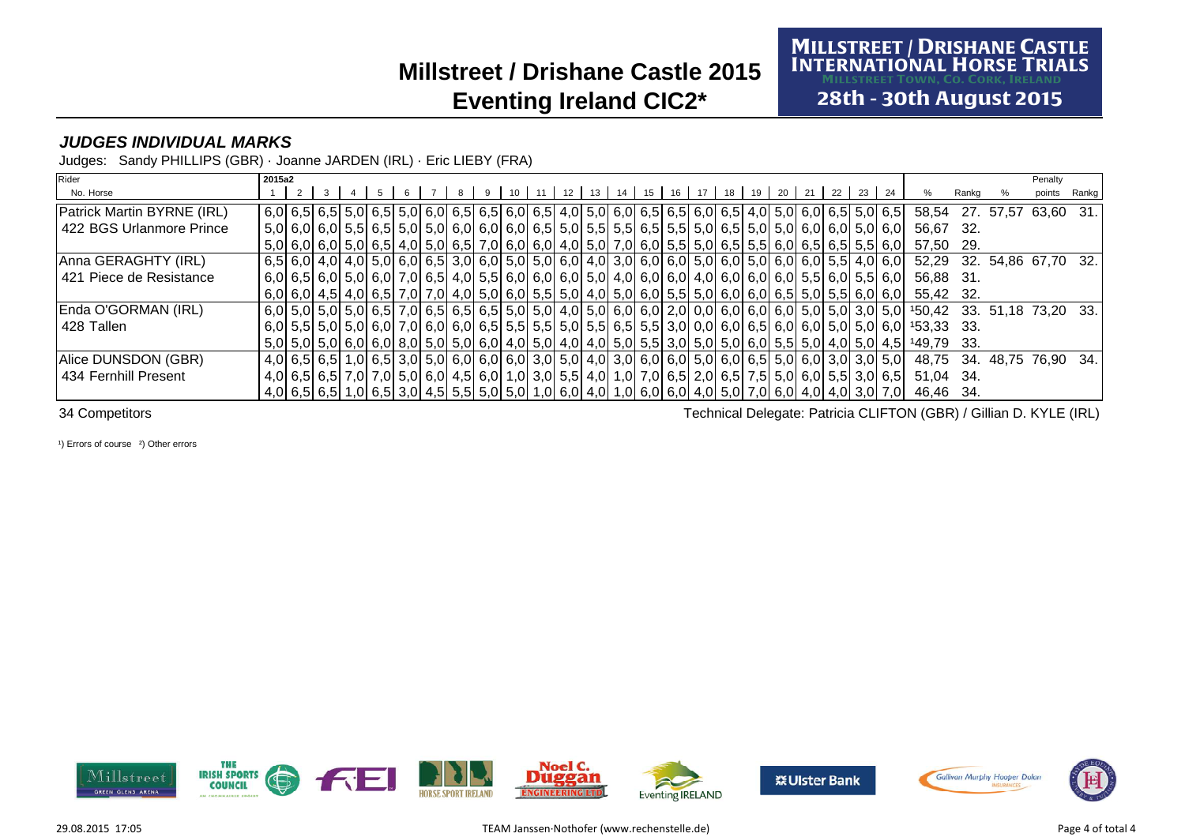# Millstreet / Drishane Castle 2015
# Eventing Ireland CIC2*

MILLSTREET / DRISHANE CASTLE INTERNATIONAL HORSE TRIALS
MILLSTREET TOWN, CO. CORK, IRELAND
28th - 30th August 2015

### *JUDGES INDIVIDUAL MARKS*

Judges: Sandy PHILLIPS (GBR) · Joanne JARDEN (IRL) · Eric LIEBY (FRA)

| Rider<br>No. Horse | 2015a2<br>1 | 2 | 3 | 4 | 5 | 6 | 7 | 8 | 9 | 10 | 11 | 12 | 13 | 14 | 15 | 16 | 17 | 18 | 19 | 20 | 21 | 22 | 23 | 24 | % | Rankg | % | Penalty points | Rankg |
|---|---|---|---|---|---|---|---|---|---|---|---|---|---|---|---|---|---|---|---|---|---|---|---|---|---|---|---|---|---|
| Patrick Martin BYRNE (IRL) | 6,0 | 6,5 | 6,5 | 5,0 | 6,5 | 5,0 | 6,0 | 6,5 | 6,5 | 6,0 | 6,5 | 4,0 | 5,0 | 6,0 | 6,5 | 6,5 | 6,0 | 6,5 | 4,0 | 5,0 | 6,0 | 6,5 | 5,0 | 6,5 | 58,54 | 27. | 57,57 | 63,60 | 31. |
| 422 BGS Urlanmore Prince | 5,0 | 6,0 | 6,0 | 5,5 | 6,5 | 5,0 | 5,0 | 6,0 | 6,0 | 6,0 | 6,5 | 5,0 | 5,5 | 5,5 | 6,5 | 5,5 | 5,0 | 6,5 | 5,0 | 5,0 | 6,0 | 6,0 | 5,0 | 6,0 | 56,67 | 32. | | | |
| | 5,0 | 6,0 | 6,0 | 5,0 | 6,5 | 4,0 | 5,0 | 6,5 | 7,0 | 6,0 | 6,0 | 4,0 | 5,0 | 7,0 | 6,0 | 5,5 | 5,0 | 6,5 | 5,5 | 6,0 | 6,5 | 6,5 | 5,5 | 6,0 | 57,50 | 29. | | | |
| Anna GERAGHTY (IRL) | 6,5 | 6,0 | 4,0 | 4,0 | 5,0 | 6,0 | 6,5 | 3,0 | 6,0 | 5,0 | 5,0 | 6,0 | 4,0 | 3,0 | 6,0 | 6,0 | 5,0 | 6,0 | 5,0 | 6,0 | 6,0 | 5,5 | 4,0 | 6,0 | 52,29 | 32. | 54,86 | 67,70 | 32. |
| 421 Piece de Resistance | 6,0 | 6,5 | 6,0 | 5,0 | 6,0 | 7,0 | 6,5 | 4,0 | 5,5 | 6,0 | 6,0 | 6,0 | 5,0 | 4,0 | 6,0 | 6,0 | 4,0 | 6,0 | 6,0 | 6,0 | 5,5 | 6,0 | 5,5 | 6,0 | 56,88 | 31. | | | |
| | 6,0 | 6,0 | 4,5 | 4,0 | 6,5 | 7,0 | 7,0 | 4,0 | 5,0 | 6,0 | 5,5 | 5,0 | 4,0 | 5,0 | 6,0 | 5,5 | 5,0 | 6,0 | 6,0 | 6,5 | 5,0 | 5,5 | 6,0 | 6,0 | 55,42 | 32. | | | |
| Enda O'GORMAN (IRL) | 6,0 | 5,0 | 5,0 | 5,0 | 6,5 | 7,0 | 6,5 | 6,5 | 6,5 | 5,0 | 5,0 | 4,0 | 5,0 | 6,0 | 6,0 | 2,0 | 0,0 | 6,0 | 6,0 | 6,0 | 5,0 | 5,0 | 3,0 | 5,0 | [1]50,42 | 33. | 51,18 | 73,20 | 33. |
| 428 Tallen | 6,0 | 5,5 | 5,0 | 5,0 | 6,0 | 7,0 | 6,0 | 6,0 | 6,5 | 5,5 | 5,5 | 5,0 | 5,5 | 6,5 | 5,5 | 3,0 | 0,0 | 6,0 | 6,5 | 6,0 | 6,0 | 5,0 | 5,0 | 6,0 | [1]53,33 | 33. | | | |
| | 5,0 | 5,0 | 5,0 | 6,0 | 6,0 | 8,0 | 5,0 | 5,0 | 6,0 | 4,0 | 5,0 | 4,0 | 4,0 | 5,0 | 5,5 | 3,0 | 5,0 | 5,0 | 6,0 | 5,5 | 5,0 | 4,0 | 5,0 | 4,5 | [1]49,79 | 33. | | | |
| Alice DUNSDON (GBR) | 4,0 | 6,5 | 6,5 | 1,0 | 6,5 | 3,0 | 5,0 | 6,0 | 6,0 | 6,0 | 3,0 | 5,0 | 4,0 | 3,0 | 6,0 | 6,0 | 5,0 | 6,0 | 6,5 | 5,0 | 6,0 | 3,0 | 3,0 | 5,0 | 48,75 | 34. | 48,75 | 76,90 | 34. |
| 434 Fernhill Present | 4,0 | 6,5 | 6,5 | 7,0 | 7,0 | 5,0 | 6,0 | 4,5 | 6,0 | 1,0 | 3,0 | 5,5 | 4,0 | 1,0 | 7,0 | 6,5 | 2,0 | 6,5 | 7,5 | 5,0 | 6,0 | 5,5 | 3,0 | 6,5 | 51,04 | 34. | | | |
| | 4,0 | 6,5 | 6,5 | 1,0 | 6,5 | 3,0 | 4,5 | 5,5 | 5,0 | 5,0 | 1,0 | 6,0 | 4,0 | 1,0 | 6,0 | 6,0 | 4,0 | 5,0 | 7,0 | 6,0 | 4,0 | 4,0 | 3,0 | 7,0 | 46,46 | 34. | | | |

34 Competitors

Technical Delegate: Patricia CLIFTON (GBR) / Gillian D. KYLE (IRL)

[1]) Errors of course [2]) Other errors

29.08.2015 17:05 TEAM Janssen·Nothofer (www.rechenstelle.de)